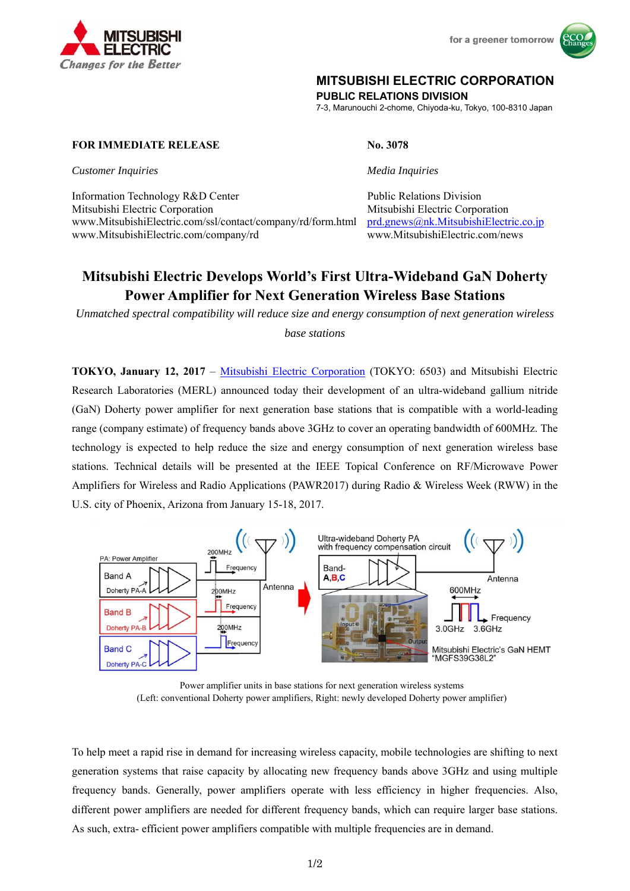MITSUBISHI ELECTRIC
*Changes for the Better*

for a greener tomorrow

**MITSUBISHI ELECTRIC CORPORATION**
**PUBLIC RELATIONS DIVISION**
7-3, Marunouchi 2-chome, Chiyoda-ku, Tokyo, 100-8310 Japan

**FOR IMMEDIATE RELEASE** | **No. 3078**

*Customer Inquiries*

Information Technology R&D Center
Mitsubishi Electric Corporation
www.MitsubishiElectric.com/ssl/contact/company/rd/form.html
www.MitsubishiElectric.com/company/rd

*Media Inquiries*

Public Relations Division
Mitsubishi Electric Corporation
prd.gnews@nk.MitsubishiElectric.co.jp
www.MitsubishiElectric.com/news

# Mitsubishi Electric Develops World's First Ultra-Wideband GaN Doherty Power Amplifier for Next Generation Wireless Base Stations

*Unmatched spectral compatibility will reduce size and energy consumption of next generation wireless base stations*

**TOKYO, January 12, 2017** – Mitsubishi Electric Corporation (TOKYO: 6503) and Mitsubishi Electric Research Laboratories (MERL) announced today their development of an ultra-wideband gallium nitride (GaN) Doherty power amplifier for next generation base stations that is compatible with a world-leading range (company estimate) of frequency bands above 3GHz to cover an operating bandwidth of 600MHz. The technology is expected to help reduce the size and energy consumption of next generation wireless base stations. Technical details will be presented at the IEEE Topical Conference on RF/Microwave Power Amplifiers for Wireless and Radio Applications (PAWR2017) during Radio & Wireless Week (RWW) in the U.S. city of Phoenix, Arizona from January 15-18, 2017.

Power amplifier units in base stations for next generation wireless systems
(Left: conventional Doherty power amplifiers, Right: newly developed Doherty power amplifier)

To help meet a rapid rise in demand for increasing wireless capacity, mobile technologies are shifting to next generation systems that raise capacity by allocating new frequency bands above 3GHz and using multiple frequency bands. Generally, power amplifiers operate with less efficiency in higher frequencies. Also, different power amplifiers are needed for different frequency bands, which can require larger base stations. As such, extra- efficient power amplifiers compatible with multiple frequencies are in demand.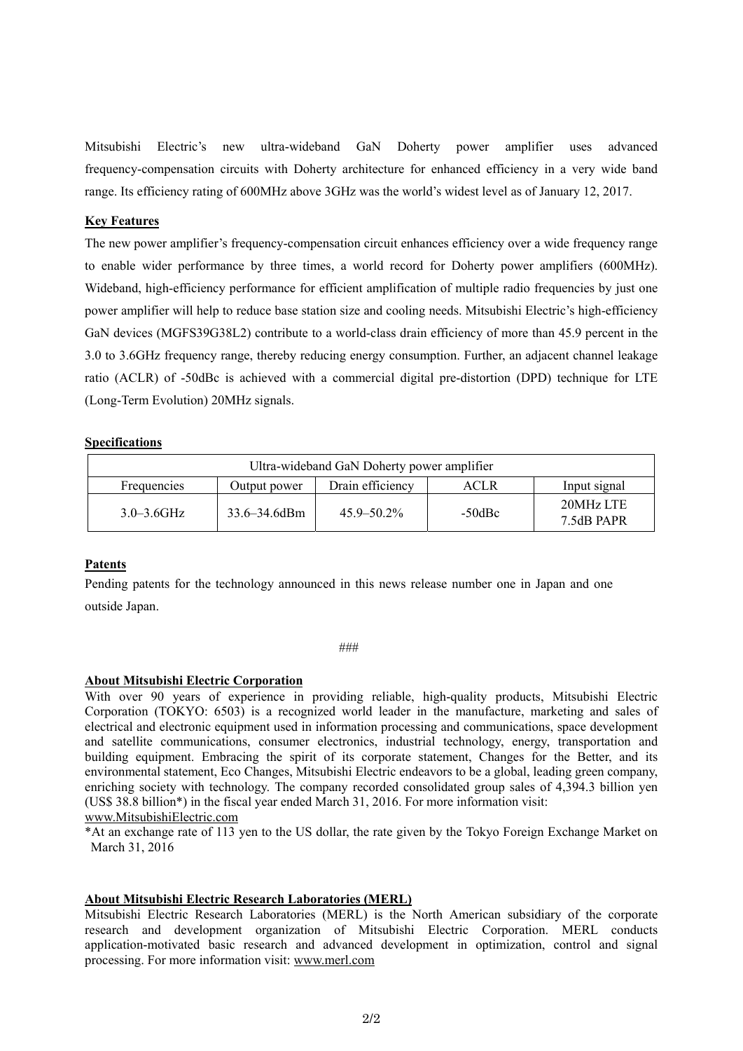Mitsubishi Electric's new ultra-wideband GaN Doherty power amplifier uses advanced frequency-compensation circuits with Doherty architecture for enhanced efficiency in a very wide band range. Its efficiency rating of 600MHz above 3GHz was the world's widest level as of January 12, 2017.

**Key Features**

The new power amplifier's frequency-compensation circuit enhances efficiency over a wide frequency range to enable wider performance by three times, a world record for Doherty power amplifiers (600MHz). Wideband, high-efficiency performance for efficient amplification of multiple radio frequencies by just one power amplifier will help to reduce base station size and cooling needs. Mitsubishi Electric's high-efficiency GaN devices (MGFS39G38L2) contribute to a world-class drain efficiency of more than 45.9 percent in the 3.0 to 3.6GHz frequency range, thereby reducing energy consumption. Further, an adjacent channel leakage ratio (ACLR) of -50dBc is achieved with a commercial digital pre-distortion (DPD) technique for LTE (Long-Term Evolution) 20MHz signals.

**Specifications**

| Ultra-wideband GaN Doherty power amplifier | | | | |
|---|---|---|---|---|
| Frequencies | Output power | Drain efficiency | ACLR | Input signal |
| 3.0–3.6GHz | 33.6–34.6dBm | 45.9–50.2% | -50dBc | 20MHz LTE 7.5dB PAPR |

**Patents**

Pending patents for the technology announced in this news release number one in Japan and one outside Japan.

###

**About Mitsubishi Electric Corporation**

With over 90 years of experience in providing reliable, high-quality products, Mitsubishi Electric Corporation (TOKYO: 6503) is a recognized world leader in the manufacture, marketing and sales of electrical and electronic equipment used in information processing and communications, space development and satellite communications, consumer electronics, industrial technology, energy, transportation and building equipment. Embracing the spirit of its corporate statement, Changes for the Better, and its environmental statement, Eco Changes, Mitsubishi Electric endeavors to be a global, leading green company, enriching society with technology. The company recorded consolidated group sales of 4,394.3 billion yen (US$ 38.8 billion*) in the fiscal year ended March 31, 2016. For more information visit: www.MitsubishiElectric.com

*At an exchange rate of 113 yen to the US dollar, the rate given by the Tokyo Foreign Exchange Market on March 31, 2016

**About Mitsubishi Electric Research Laboratories (MERL)**

Mitsubishi Electric Research Laboratories (MERL) is the North American subsidiary of the corporate research and development organization of Mitsubishi Electric Corporation. MERL conducts application-motivated basic research and advanced development in optimization, control and signal processing. For more information visit: www.merl.com